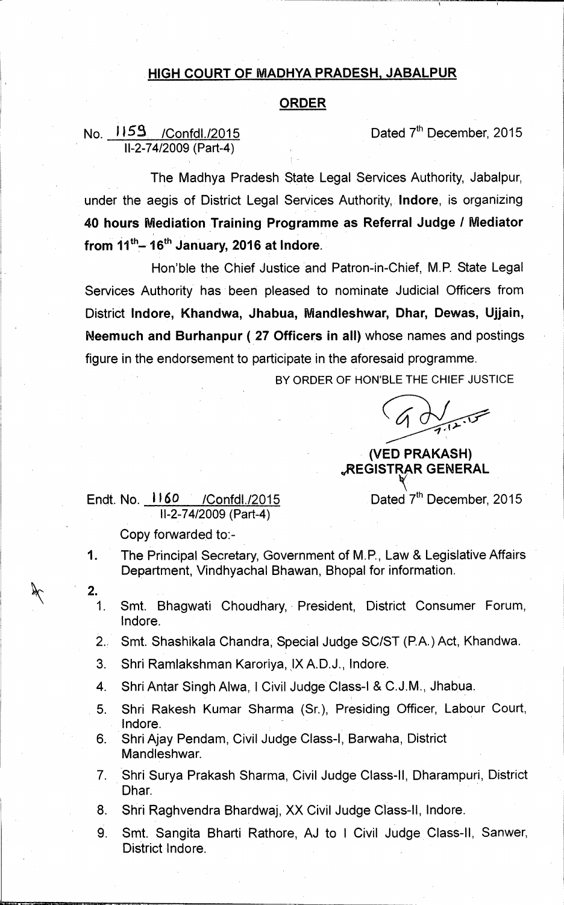## HIGH COURT OF MADHYA PRADESH, JABALPUR

## ORDER

No. 1159 /Confdl./2015 Dated 7th December, 2015
II-2-74/2009 (Part-4)

The Madhya Pradesh State Legal Services Authority, Jabalpur, under the aegis of District Legal Services Authority, **Indore**, is organizing **40 hours Mediation Training Programme as Referral Judge / Mediator from 11th– 16th January, 2016 at Indore.**

Hon'ble the Chief Justice and Patron-in-Chief, M.P. State Legal Services Authority has been pleased to nominate Judicial Officers from District **Indore, Khandwa, Jhabua, Mandleshwar, Dhar, Dewas, Ujjain, Neemuch and Burhanpur ( 27 Officers in all)** whose names and postings figure in the endorsement to participate in the aforesaid programme.

BY ORDER OF HON'BLE THE CHIEF JUSTICE

**(VED PRAKASH)**
**REGISTRAR GENERAL**

Endt. No. 1160 /Confdl./2015 Dated 7th December, 2015
II-2-74/2009 (Part-4)

Copy forwarded to:-

1. The Principal Secretary, Government of M.P., Law & Legislative Affairs Department, Vindhyachal Bhawan, Bhopal for information.

2.
   1. Smt. Bhagwati Choudhary, President, District Consumer Forum, Indore.
   2. Smt. Shashikala Chandra, Special Judge SC/ST (P.A.) Act, Khandwa.
   3. Shri Ramlakshman Karoriya, IX A.D.J., Indore.
   4. Shri Antar Singh Alwa, I Civil Judge Class-I & C.J.M., Jhabua.
   5. Shri Rakesh Kumar Sharma (Sr.), Presiding Officer, Labour Court, Indore.
   6. Shri Ajay Pendam, Civil Judge Class-I, Barwaha, District Mandleshwar.
   7. Shri Surya Prakash Sharma, Civil Judge Class-II, Dharampuri, District Dhar.
   8. Shri Raghvendra Bhardwaj, XX Civil Judge Class-II, Indore.
   9. Smt. Sangita Bharti Rathore, AJ to I Civil Judge Class-II, Sanwer, District Indore.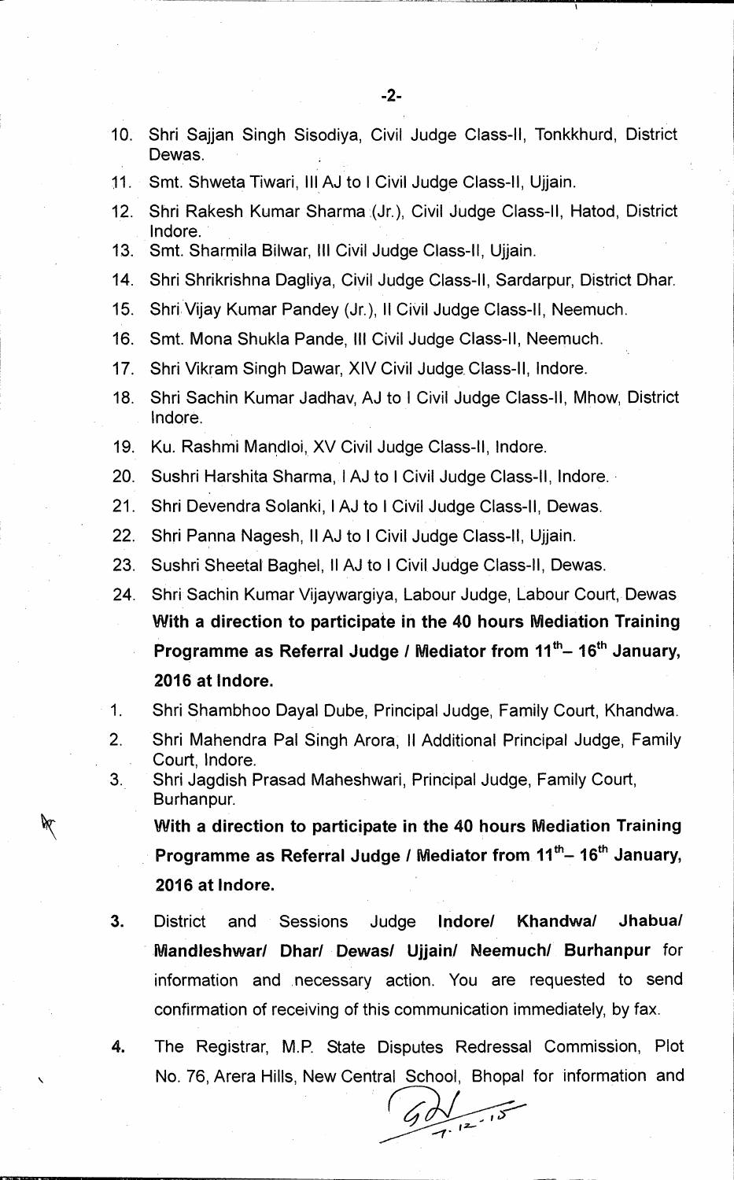10. Shri Sajjan Singh Sisodiya, Civil Judge Class-II, Tonkkhurd, District Dewas.
11. Smt. Shweta Tiwari, III AJ to I Civil Judge Class-II, Ujjain.
12. Shri Rakesh Kumar Sharma (Jr.), Civil Judge Class-II, Hatod, District Indore.
13. Smt. Sharmila Bilwar, III Civil Judge Class-II, Ujjain.
14. Shri Shrikrishna Dagliya, Civil Judge Class-II, Sardarpur, District Dhar.
15. Shri Vijay Kumar Pandey (Jr.), II Civil Judge Class-II, Neemuch.
16. Smt. Mona Shukla Pande, III Civil Judge Class-II, Neemuch.
17. Shri Vikram Singh Dawar, XIV Civil Judge Class-II, Indore.
18. Shri Sachin Kumar Jadhav, AJ to I Civil Judge Class-II, Mhow, District Indore.
19. Ku. Rashmi Mandloi, XV Civil Judge Class-II, Indore.
20. Sushri Harshita Sharma, I AJ to I Civil Judge Class-II, Indore.
21. Shri Devendra Solanki, I AJ to I Civil Judge Class-II, Dewas.
22. Shri Panna Nagesh, II AJ to I Civil Judge Class-II, Ujjain.
23. Sushri Sheetal Baghel, II AJ to I Civil Judge Class-II, Dewas.
24. Shri Sachin Kumar Vijaywargiya, Labour Judge, Labour Court, Dewas

**With a direction to participate in the 40 hours Mediation Training Programme as Referral Judge / Mediator from 11th– 16th January, 2016 at Indore.**

1. Shri Shambhoo Dayal Dube, Principal Judge, Family Court, Khandwa.
2. Shri Mahendra Pal Singh Arora, II Additional Principal Judge, Family Court, Indore.
3. Shri Jagdish Prasad Maheshwari, Principal Judge, Family Court, Burhanpur.

**With a direction to participate in the 40 hours Mediation Training Programme as Referral Judge / Mediator from 11th– 16th January, 2016 at Indore.**

3. District and Sessions Judge **Indore/ Khandwa/ Jhabua/ Mandleshwar/ Dhar/ Dewas/ Ujjain/ Neemuch/ Burhanpur** for information and necessary action. You are requested to send confirmation of receiving of this communication immediately, by fax.

4. The Registrar, M.P. State Disputes Redressal Commission, Plot No. 76, Arera Hills, New Central School, Bhopal for information and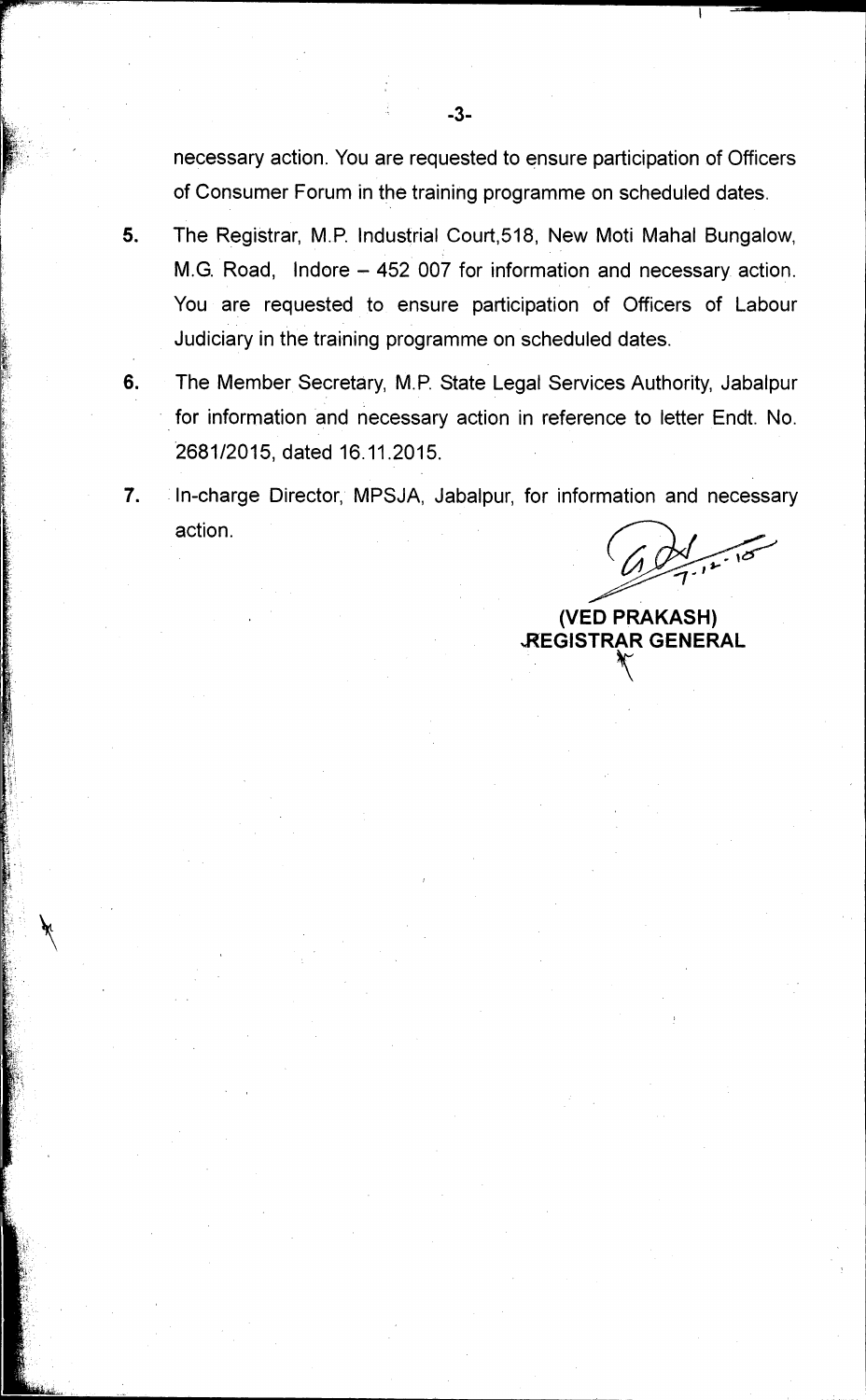necessary action. You are requested to ensure participation of Officers of Consumer Forum in the training programme on scheduled dates.

5. The Registrar, M.P. Industrial Court,518, New Moti Mahal Bungalow, M.G. Road, Indore – 452 007 for information and necessary action. You are requested to ensure participation of Officers of Labour Judiciary in the training programme on scheduled dates.

6. The Member Secretary, M.P. State Legal Services Authority, Jabalpur for information and necessary action in reference to letter Endt. No. 2681/2015, dated 16.11.2015.

7. In-charge Director, MPSJA, Jabalpur, for information and necessary action.

7.12.15

**(VED PRAKASH)**
**REGISTRAR GENERAL**